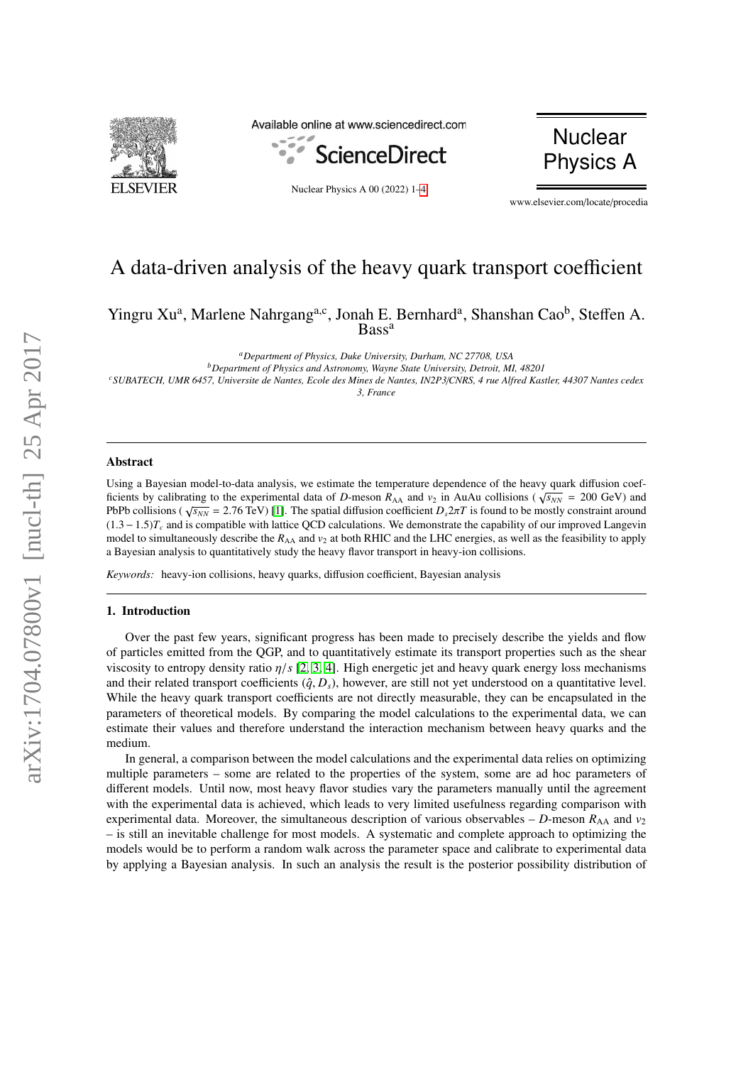# A data-driven analysis of the heavy quark transport coefficient

Yingru Xu[a], Marlene Nahrgang[a,c], Jonah E. Bernhard[a], Shanshan Cao[b], Steffen A. Bass[a]

[a]*Department of Physics, Duke University, Durham, NC 27708, USA*
[b]*Department of Physics and Astronomy, Wayne State University, Detroit, MI, 48201*
[c]*SUBATECH, UMR 6457, Universite de Nantes, Ecole des Mines de Nantes, IN2P3/CNRS, 4 rue Alfred Kastler, 44307 Nantes cedex 3, France*

## Abstract

Using a Bayesian model-to-data analysis, we estimate the temperature dependence of the heavy quark diffusion coefficients by calibrating to the experimental data of $D$-meson $R_{AA}$ and $v_2$ in AuAu collisions ($\sqrt{s_{NN}}$ = 200 GeV) and PbPb collisions ($\sqrt{s_{NN}}$ = 2.76 TeV) [1]. The spatial diffusion coefficient $D_s 2\pi T$ is found to be mostly constraint around $(1.3 - 1.5)T_c$ and is compatible with lattice QCD calculations. We demonstrate the capability of our improved Langevin model to simultaneously describe the $R_{AA}$ and $v_2$ at both RHIC and the LHC energies, as well as the feasibility to apply a Bayesian analysis to quantitatively study the heavy flavor transport in heavy-ion collisions.

*Keywords:* heavy-ion collisions, heavy quarks, diffusion coefficient, Bayesian analysis

## 1. Introduction

Over the past few years, significant progress has been made to precisely describe the yields and flow of particles emitted from the QGP, and to quantitatively estimate its transport properties such as the shear viscosity to entropy density ratio $\eta/s$ [2, 3, 4]. High energetic jet and heavy quark energy loss mechanisms and their related transport coefficients $(\hat{q}, D_s)$, however, are still not yet understood on a quantitative level. While the heavy quark transport coefficients are not directly measurable, they can be encapsulated in the parameters of theoretical models. By comparing the model calculations to the experimental data, we can estimate their values and therefore understand the interaction mechanism between heavy quarks and the medium.

In general, a comparison between the model calculations and the experimental data relies on optimizing multiple parameters – some are related to the properties of the system, some are ad hoc parameters of different models. Until now, most heavy flavor studies vary the parameters manually until the agreement with the experimental data is achieved, which leads to very limited usefulness regarding comparison with experimental data. Moreover, the simultaneous description of various observables – $D$-meson $R_{AA}$ and $v_2$ – is still an inevitable challenge for most models. A systematic and complete approach to optimizing the models would be to perform a random walk across the parameter space and calibrate to experimental data by applying a Bayesian analysis. In such an analysis the result is the posterior possibility distribution of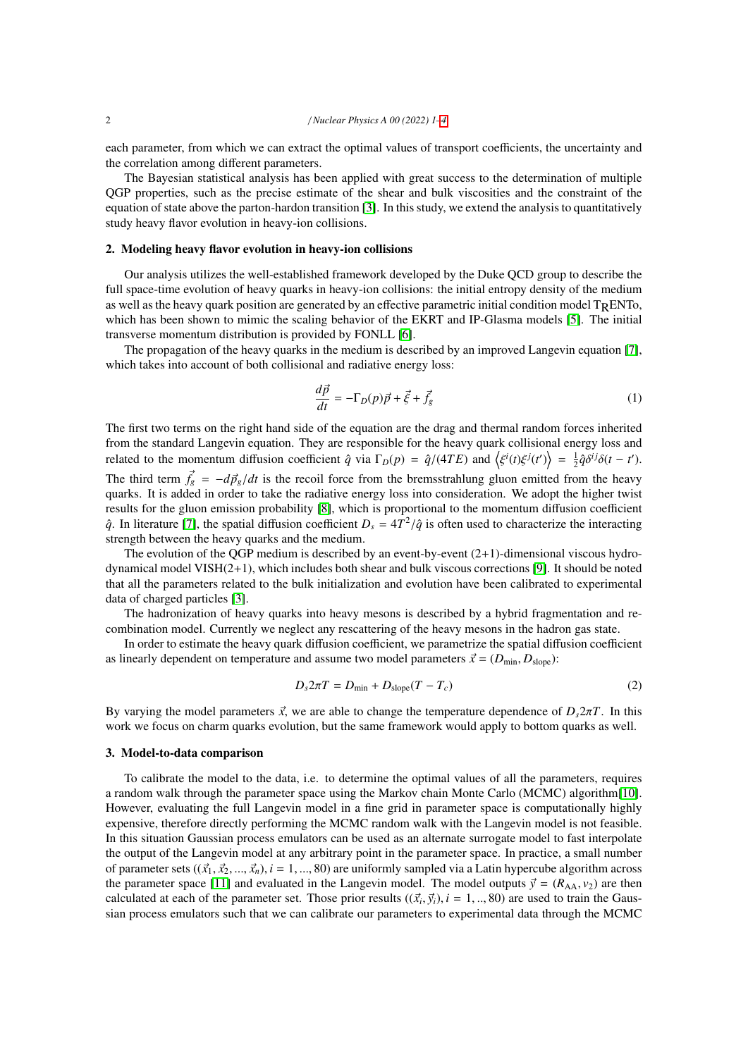each parameter, from which we can extract the optimal values of transport coefficients, the uncertainty and the correlation among different parameters.

The Bayesian statistical analysis has been applied with great success to the determination of multiple QGP properties, such as the precise estimate of the shear and bulk viscosities and the constraint of the equation of state above the parton-hardon transition [3]. In this study, we extend the analysis to quantitatively study heavy flavor evolution in heavy-ion collisions.

## 2. Modeling heavy flavor evolution in heavy-ion collisions

Our analysis utilizes the well-established framework developed by the Duke QCD group to describe the full space-time evolution of heavy quarks in heavy-ion collisions: the initial entropy density of the medium as well as the heavy quark position are generated by an effective parametric initial condition model T$_\text{R}$ENTo, which has been shown to mimic the scaling behavior of the EKRT and IP-Glasma models [5]. The initial transverse momentum distribution is provided by FONLL [6].

The propagation of the heavy quarks in the medium is described by an improved Langevin equation [7], which takes into account of both collisional and radiative energy loss:

$$\frac{d\vec{p}}{dt} = -\Gamma_D(p)\vec{p} + \vec{\xi} + \vec{f_g} \tag{1}$$

The first two terms on the right hand side of the equation are the drag and thermal random forces inherited from the standard Langevin equation. They are responsible for the heavy quark collisional energy loss and related to the momentum diffusion coefficient $\hat{q}$ via $\Gamma_D(p) = \hat{q}/(4TE)$ and $\left\langle \xi^i(t)\xi^j(t')\right\rangle = \frac{1}{2}\hat{q}\delta^{ij}\delta(t-t')$. The third term $\vec{f_g} = -d\vec{p}_g/dt$ is the recoil force from the bremsstrahlung gluon emitted from the heavy quarks. It is added in order to take the radiative energy loss into consideration. We adopt the higher twist results for the gluon emission probability [8], which is proportional to the momentum diffusion coefficient $\hat{q}$. In literature [7], the spatial diffusion coefficient $D_s = 4T^2/\hat{q}$ is often used to characterize the interacting strength between the heavy quarks and the medium.

The evolution of the QGP medium is described by an event-by-event (2+1)-dimensional viscous hydrodynamical model VISH(2+1), which includes both shear and bulk viscous corrections [9]. It should be noted that all the parameters related to the bulk initialization and evolution have been calibrated to experimental data of charged particles [3].

The hadronization of heavy quarks into heavy mesons is described by a hybrid fragmentation and recombination model. Currently we neglect any rescattering of the heavy mesons in the hadron gas state.

In order to estimate the heavy quark diffusion coefficient, we parametrize the spatial diffusion coefficient as linearly dependent on temperature and assume two model parameters $\vec{x} = (D_{\text{min}}, D_{\text{slope}})$:

$$D_s 2\pi T = D_{\text{min}} + D_{\text{slope}}(T - T_c) \tag{2}$$

By varying the model parameters $\vec{x}$, we are able to change the temperature dependence of $D_s 2\pi T$. In this work we focus on charm quarks evolution, but the same framework would apply to bottom quarks as well.

## 3. Model-to-data comparison

To calibrate the model to the data, i.e. to determine the optimal values of all the parameters, requires a random walk through the parameter space using the Markov chain Monte Carlo (MCMC) algorithm[10]. However, evaluating the full Langevin model in a fine grid in parameter space is computationally highly expensive, therefore directly performing the MCMC random walk with the Langevin model is not feasible. In this situation Gaussian process emulators can be used as an alternate surrogate model to fast interpolate the output of the Langevin model at any arbitrary point in the parameter space. In practice, a small number of parameter sets $((\vec{x}_1, \vec{x}_2, ..., \vec{x}_n), i = 1, ..., 80)$ are uniformly sampled via a Latin hypercube algorithm across the parameter space [11] and evaluated in the Langevin model. The model outputs $\vec{y} = (R_{\text{AA}}, v_2)$ are then calculated at each of the parameter set. Those prior results $((\vec{x}_i, \vec{y}_i), i = 1, .., 80)$ are used to train the Gaussian process emulators such that we can calibrate our parameters to experimental data through the MCMC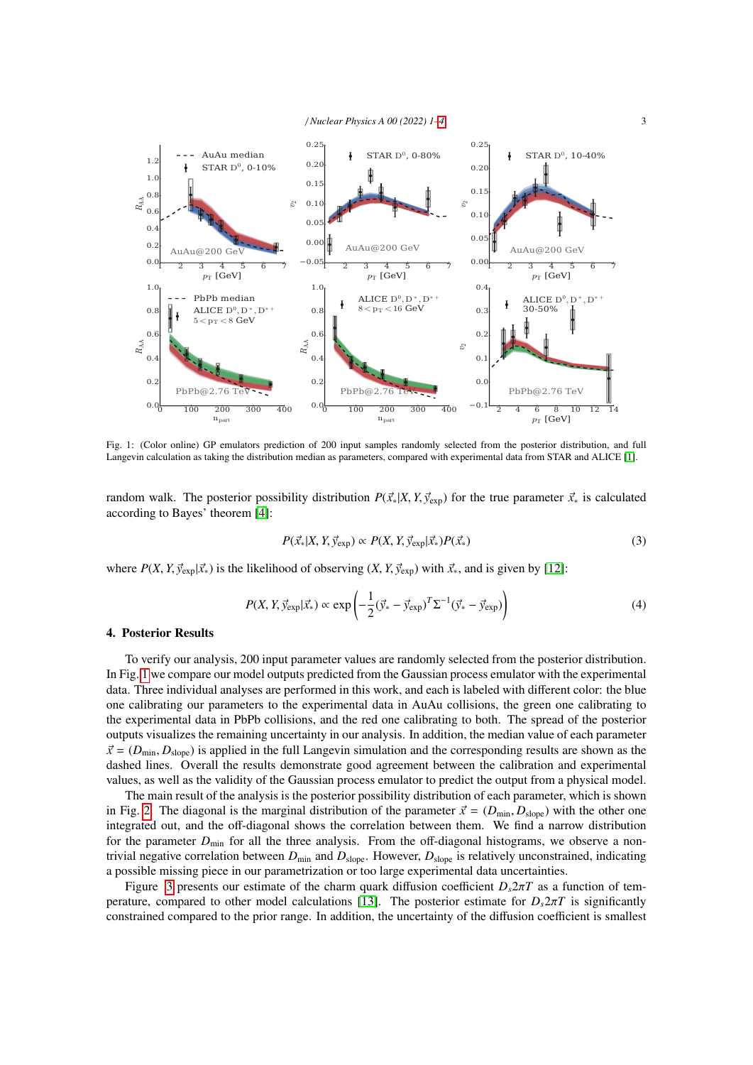Fig. 1: (Color online) GP emulators prediction of 200 input samples randomly selected from the posterior distribution, and full Langevin calculation as taking the distribution median as parameters, compared with experimental data from STAR and ALICE [1].

random walk. The posterior possibility distribution $P(\vec{x}_*|X, Y, \vec{y}_{\rm exp})$ for the true parameter $\vec{x}_*$ is calculated according to Bayes' theorem [4]:

$$P(\vec{x}_*|X, Y, \vec{y}_{\rm exp}) \propto P(X, Y, \vec{y}_{\rm exp}|\vec{x}_*)P(\vec{x}_*) \tag{3}$$

where $P(X, Y, \vec{y}_{\rm exp}|\vec{x}_*)$ is the likelihood of observing $(X, Y, \vec{y}_{\rm exp})$ with $\vec{x}_*$, and is given by [12]:

$$P(X, Y, \vec{y}_{\rm exp}|\vec{x}_*) \propto \exp\left(-\frac{1}{2}(\vec{y}_* - \vec{y}_{\rm exp})^T \Sigma^{-1} (\vec{y}_* - \vec{y}_{\rm exp})\right) \tag{4}$$

## 4. Posterior Results

To verify our analysis, 200 input parameter values are randomly selected from the posterior distribution. In Fig. 1 we compare our model outputs predicted from the Gaussian process emulator with the experimental data. Three individual analyses are performed in this work, and each is labeled with different color: the blue one calibrating our parameters to the experimental data in AuAu collisions, the green one calibrating to the experimental data in PbPb collisions, and the red one calibrating to both. The spread of the posterior outputs visualizes the remaining uncertainty in our analysis. In addition, the median value of each parameter $\vec{x} = (D_{\rm min}, D_{\rm slope})$ is applied in the full Langevin simulation and the corresponding results are shown as the dashed lines. Overall the results demonstrate good agreement between the calibration and experimental values, as well as the validity of the Gaussian process emulator to predict the output from a physical model.

The main result of the analysis is the posterior possibility distribution of each parameter, which is shown in Fig. 2. The diagonal is the marginal distribution of the parameter $\vec{x} = (D_{\rm min}, D_{\rm slope})$ with the other one integrated out, and the off-diagonal shows the correlation between them. We find a narrow distribution for the parameter $D_{\rm min}$ for all the three analysis. From the off-diagonal histograms, we observe a non-trivial negative correlation between $D_{\rm min}$ and $D_{\rm slope}$. However, $D_{\rm slope}$ is relatively unconstrained, indicating a possible missing piece in our parametrization or too large experimental data uncertainties.

Figure 3 presents our estimate of the charm quark diffusion coefficient $D_s 2\pi T$ as a function of temperature, compared to other model calculations [13]. The posterior estimate for $D_s 2\pi T$ is significantly constrained compared to the prior range. In addition, the uncertainty of the diffusion coefficient is smallest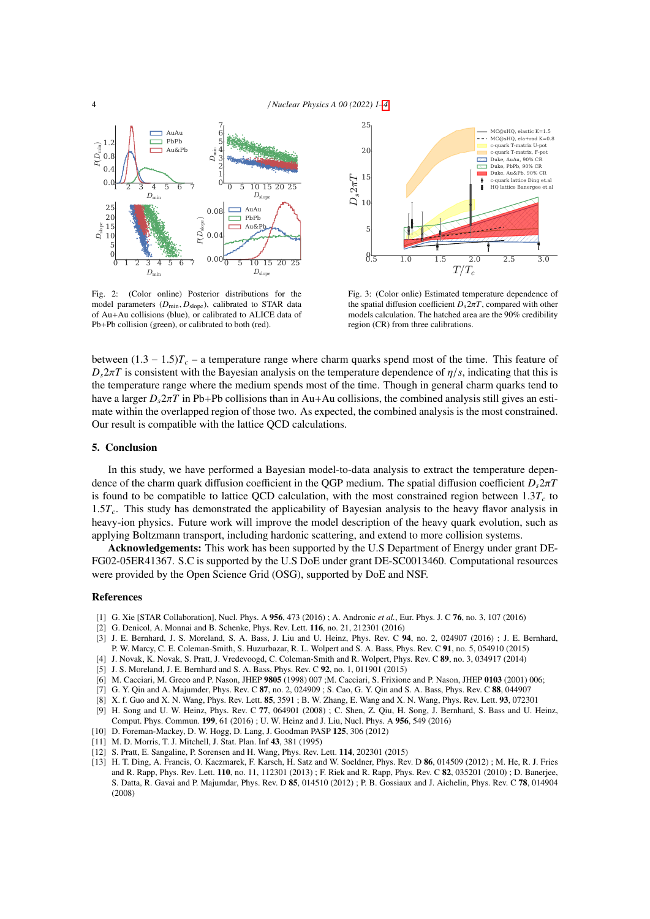AuAu
PbPb
Au&Pb

$P(D_{\min})$

1.2
0.8
0.4
0.0

1 2 3 4 5 6 7

$D_{\min}$

$D_{\min}$

7
6
5
4
3
2
1
0

0 5 10 15 20 25

$D_{\text{slope}}$

$D_{\text{slope}}$

25
20
15
10
5
0

0 1 2 3 4 5 6 7

$D_{\min}$

$P(D_{\text{slope}})$

0.08
0.04
0.00

0 5 10 15 20 25

$D_{\text{slope}}$

AuAu
PbPb
Au&Pb

Fig. 2: (Color online) Posterior distributions for the model parameters ($D_{\min}, D_{\text{slope}}$), calibrated to STAR data of Au+Au collisions (blue), or calibrated to ALICE data of Pb+Pb collision (green), or calibrated to both (red).

$D_s 2\pi T$

25
20
15
10
5
0

0.5 1.0 1.5 2.0 2.5 3.0

$T/T_c$

MC@sHQ, elastic K=1.5
MC@sHQ, ela+rad K=0.8
c-quark T-matrix U-pot
c-quark T-matrix, F-pot
Duke, AuAu, 90% CR
Duke, PbPb, 90% CR
Duke, Au&Pb, 90% CR
c-quark lattice Ding et.al
HQ lattice Banergee et.al

Fig. 3: (Color onlie) Estimated temperature dependence of the spatial diffusion coefficient $D_s 2\pi T$, compared with other models calculation. The hatched area are the 90% credibility region (CR) from three calibrations.

between $(1.3 - 1.5)T_c$ – a temperature range where charm quarks spend most of the time. This feature of $D_s 2\pi T$ is consistent with the Bayesian analysis on the temperature dependence of $\eta/s$, indicating that this is the temperature range where the medium spends most of the time. Though in general charm quarks tend to have a larger $D_s 2\pi T$ in Pb+Pb collisions than in Au+Au collisions, the combined analysis still gives an estimate within the overlapped region of those two. As expected, the combined analysis is the most constrained. Our result is compatible with the lattice QCD calculations.

## 5. Conclusion

In this study, we have performed a Bayesian model-to-data analysis to extract the temperature dependence of the charm quark diffusion coefficient in the QGP medium. The spatial diffusion coefficient $D_s 2\pi T$ is found to be compatible to lattice QCD calculation, with the most constrained region between $1.3T_c$ to $1.5T_c$. This study has demonstrated the applicability of Bayesian analysis to the heavy flavor analysis in heavy-ion physics. Future work will improve the model description of the heavy quark evolution, such as applying Boltzmann transport, including hardonic scattering, and extend to more collision systems.

**Acknowledgements:** This work has been supported by the U.S Department of Energy under grant DE-FG02-05ER41367. S.C is supported by the U.S DoE under grant DE-SC0013460. Computational resources were provided by the Open Science Grid (OSG), supported by DoE and NSF.

## References

[1] G. Xie [STAR Collaboration], Nucl. Phys. A **956**, 473 (2016) ; A. Andronic *et al.*, Eur. Phys. J. C **76**, no. 3, 107 (2016)
[2] G. Denicol, A. Monnai and B. Schenke, Phys. Rev. Lett. **116**, no. 21, 212301 (2016)
[3] J. E. Bernhard, J. S. Moreland, S. A. Bass, J. Liu and U. Heinz, Phys. Rev. C **94**, no. 2, 024907 (2016) ; J. E. Bernhard, P. W. Marcy, C. E. Coleman-Smith, S. Huzurbazar, R. L. Wolpert and S. A. Bass, Phys. Rev. C **91**, no. 5, 054910 (2015)
[4] J. Novak, K. Novak, S. Pratt, J. Vredevoogd, C. Coleman-Smith and R. Wolpert, Phys. Rev. C **89**, no. 3, 034917 (2014)
[5] J. S. Moreland, J. E. Bernhard and S. A. Bass, Phys. Rev. C **92**, no. 1, 011901 (2015)
[6] M. Cacciari, M. Greco and P. Nason, JHEP **9805** (1998) 007 ;M. Cacciari, S. Frixione and P. Nason, JHEP **0103** (2001) 006;
[7] G. Y. Qin and A. Majumder, Phys. Rev. C **87**, no. 2, 024909 ; S. Cao, G. Y. Qin and S. A. Bass, Phys. Rev. C **88**, 044907
[8] X. f. Guo and X. N. Wang, Phys. Rev. Lett. **85**, 3591 ; B. W. Zhang, E. Wang and X. N. Wang, Phys. Rev. Lett. **93**, 072301
[9] H. Song and U. W. Heinz, Phys. Rev. C **77**, 064901 (2008) ; C. Shen, Z. Qiu, H. Song, J. Bernhard, S. Bass and U. Heinz, Comput. Phys. Commun. **199**, 61 (2016) ; U. W. Heinz and J. Liu, Nucl. Phys. A **956**, 549 (2016)
[10] D. Foreman-Mackey, D. W. Hogg, D. Lang, J. Goodman PASP **125**, 306 (2012)
[11] M. D. Morris, T. J. Mitchell, J. Stat. Plan. Inf **43**, 381 (1995)
[12] S. Pratt, E. Sangaline, P. Sorensen and H. Wang, Phys. Rev. Lett. **114**, 202301 (2015)
[13] H. T. Ding, A. Francis, O. Kaczmarek, F. Karsch, H. Satz and W. Soeldner, Phys. Rev. D **86**, 014509 (2012) ; M. He, R. J. Fries and R. Rapp, Phys. Rev. Lett. **110**, no. 11, 112301 (2013) ; F. Riek and R. Rapp, Phys. Rev. C **82**, 035201 (2010) ; D. Banerjee, S. Datta, R. Gavai and P. Majumdar, Phys. Rev. D **85**, 014510 (2012) ; P. B. Gossiaux and J. Aichelin, Phys. Rev. C **78**, 014904 (2008)